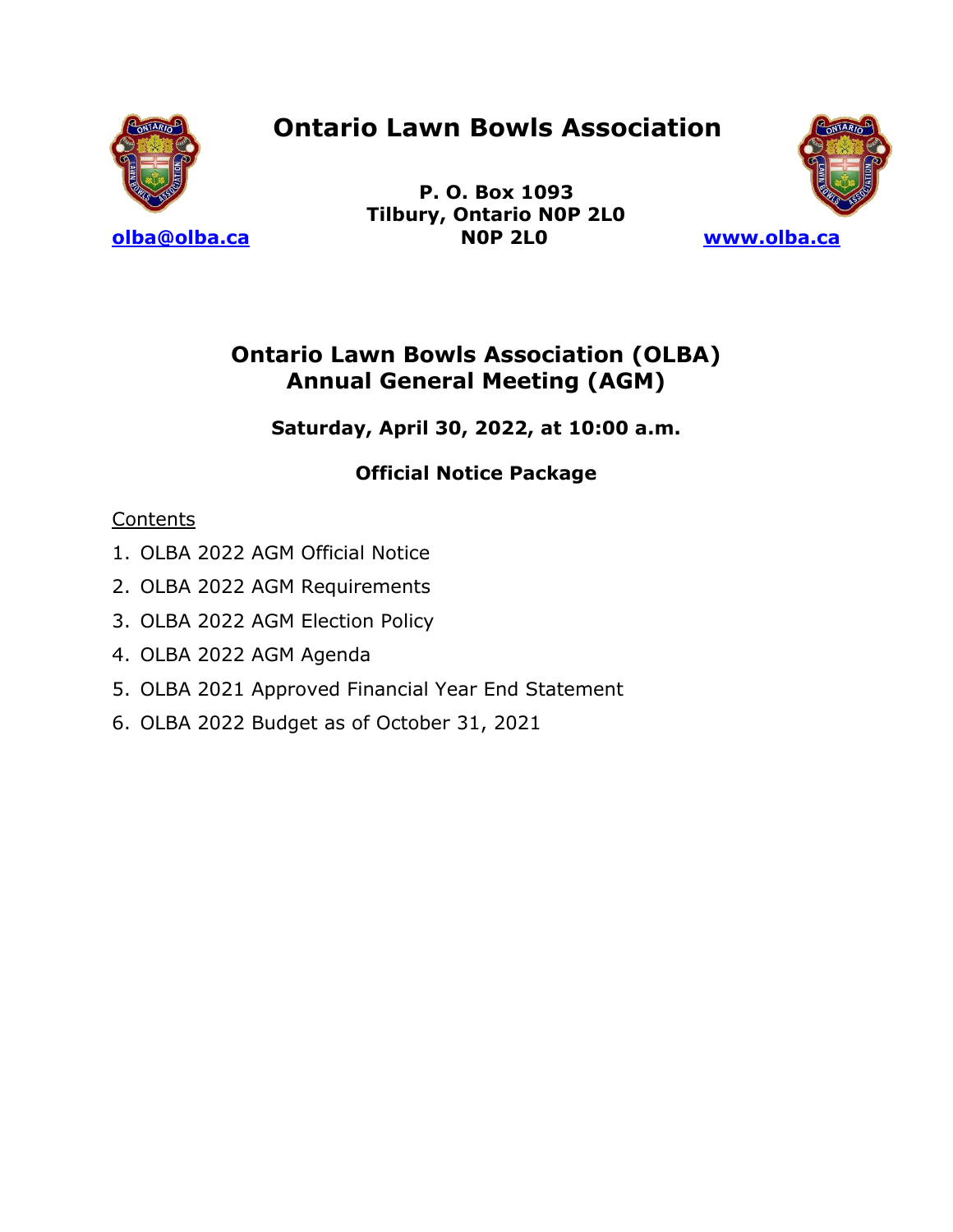# Ontario Lawn Bowls Association

P. O. Box 1093
Tilbury, Ontario N0P 2L0
N0P 2L0

olba@olba.ca

www.olba.ca

## Ontario Lawn Bowls Association (OLBA) Annual General Meeting (AGM)

**Saturday, April 30, 2022, at 10:00 a.m.**

**Official Notice Package**

Contents

1. OLBA 2022 AGM Official Notice
2. OLBA 2022 AGM Requirements
3. OLBA 2022 AGM Election Policy
4. OLBA 2022 AGM Agenda
5. OLBA 2021 Approved Financial Year End Statement
6. OLBA 2022 Budget as of October 31, 2021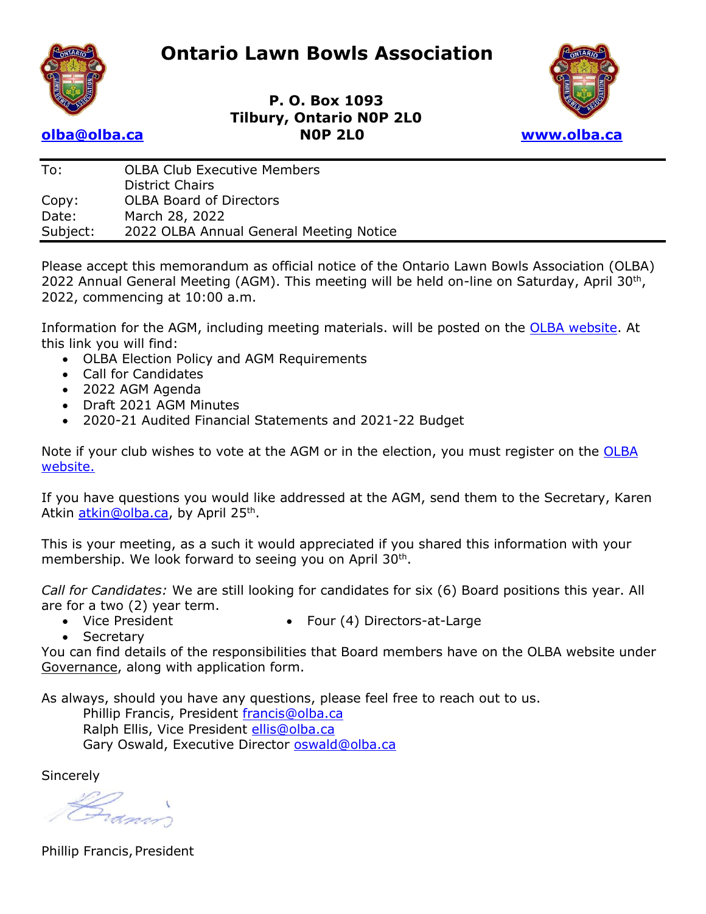# Ontario Lawn Bowls Association

**P. O. Box 1093**
**Tilbury, Ontario N0P 2L0**
**N0P 2L0**

**olba@olba.ca** **www.olba.ca**

| | |
|---|---|
| To: | OLBA Club Executive Members |
| | District Chairs |
| Copy: | OLBA Board of Directors |
| Date: | March 28, 2022 |
| Subject: | 2022 OLBA Annual General Meeting Notice |

Please accept this memorandum as official notice of the Ontario Lawn Bowls Association (OLBA) 2022 Annual General Meeting (AGM). This meeting will be held on-line on Saturday, April 30th, 2022, commencing at 10:00 a.m.

Information for the AGM, including meeting materials. will be posted on the OLBA website. At this link you will find:

- OLBA Election Policy and AGM Requirements
- Call for Candidates
- 2022 AGM Agenda
- Draft 2021 AGM Minutes
- 2020-21 Audited Financial Statements and 2021-22 Budget

Note if your club wishes to vote at the AGM or in the election, you must register on the OLBA website.

If you have questions you would like addressed at the AGM, send them to the Secretary, Karen Atkin atkin@olba.ca, by April 25th.

This is your meeting, as a such it would appreciated if you shared this information with your membership. We look forward to seeing you on April 30th.

*Call for Candidates:* We are still looking for candidates for six (6) Board positions this year. All are for a two (2) year term.

- Vice President
- Secretary
- Four (4) Directors-at-Large

You can find details of the responsibilities that Board members have on the OLBA website under Governance, along with application form.

As always, should you have any questions, please feel free to reach out to us.

Phillip Francis, President francis@olba.ca
Ralph Ellis, Vice President ellis@olba.ca
Gary Oswald, Executive Director oswald@olba.ca

Sincerely

Phillip Francis, President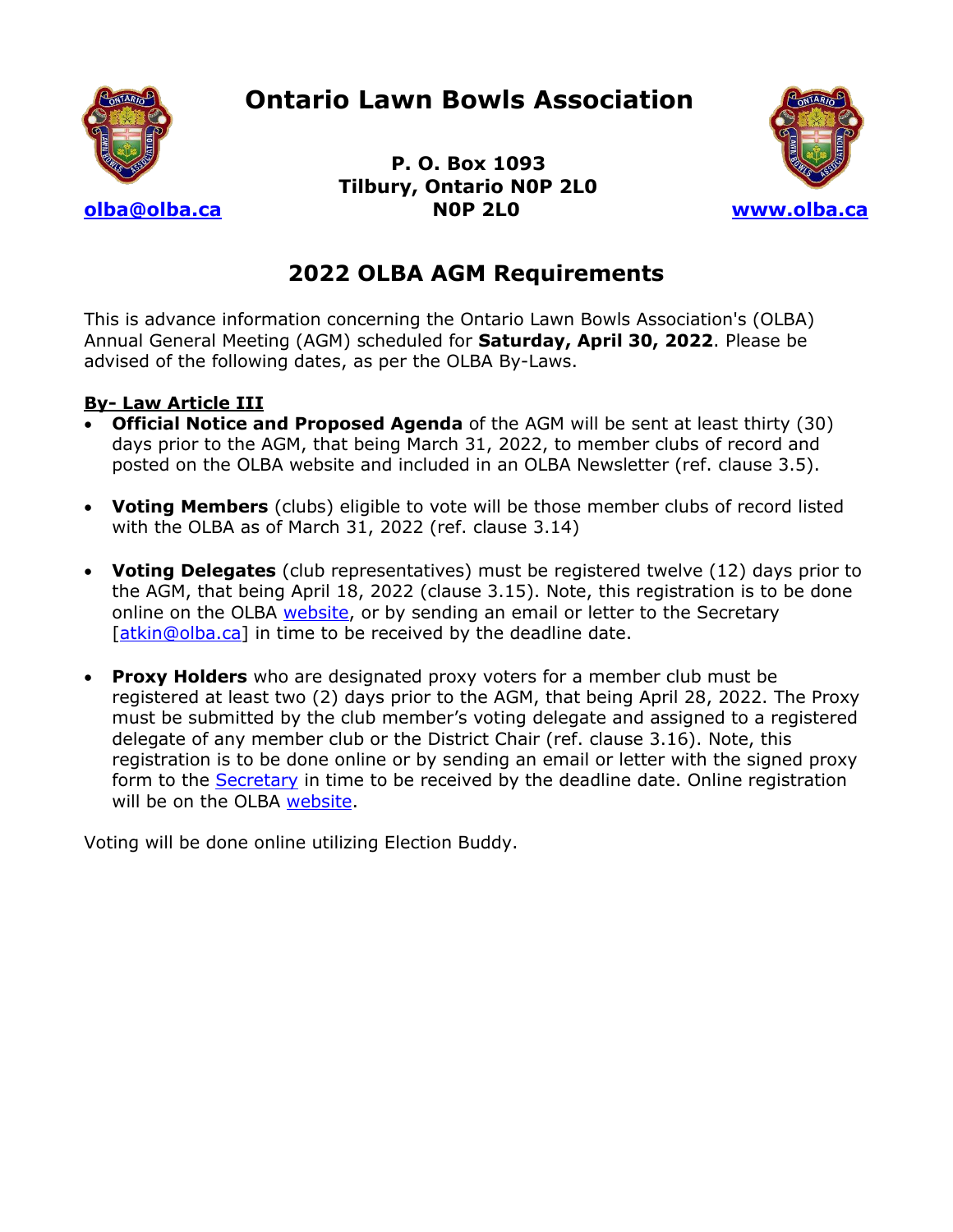# Ontario Lawn Bowls Association

**P. O. Box 1093**
**Tilbury, Ontario N0P 2L0**
**N0P 2L0**

olba@olba.ca

www.olba.ca

## 2022 OLBA AGM Requirements

This is advance information concerning the Ontario Lawn Bowls Association's (OLBA) Annual General Meeting (AGM) scheduled for **Saturday, April 30, 2022**. Please be advised of the following dates, as per the OLBA By-Laws.

**By- Law Article III**

- **Official Notice and Proposed Agenda** of the AGM will be sent at least thirty (30) days prior to the AGM, that being March 31, 2022, to member clubs of record and posted on the OLBA website and included in an OLBA Newsletter (ref. clause 3.5).

- **Voting Members** (clubs) eligible to vote will be those member clubs of record listed with the OLBA as of March 31, 2022 (ref. clause 3.14)

- **Voting Delegates** (club representatives) must be registered twelve (12) days prior to the AGM, that being April 18, 2022 (clause 3.15). Note, this registration is to be done online on the OLBA website, or by sending an email or letter to the Secretary [atkin@olba.ca] in time to be received by the deadline date.

- **Proxy Holders** who are designated proxy voters for a member club must be registered at least two (2) days prior to the AGM, that being April 28, 2022. The Proxy must be submitted by the club member's voting delegate and assigned to a registered delegate of any member club or the District Chair (ref. clause 3.16). Note, this registration is to be done online or by sending an email or letter with the signed proxy form to the Secretary in time to be received by the deadline date. Online registration will be on the OLBA website.

Voting will be done online utilizing Election Buddy.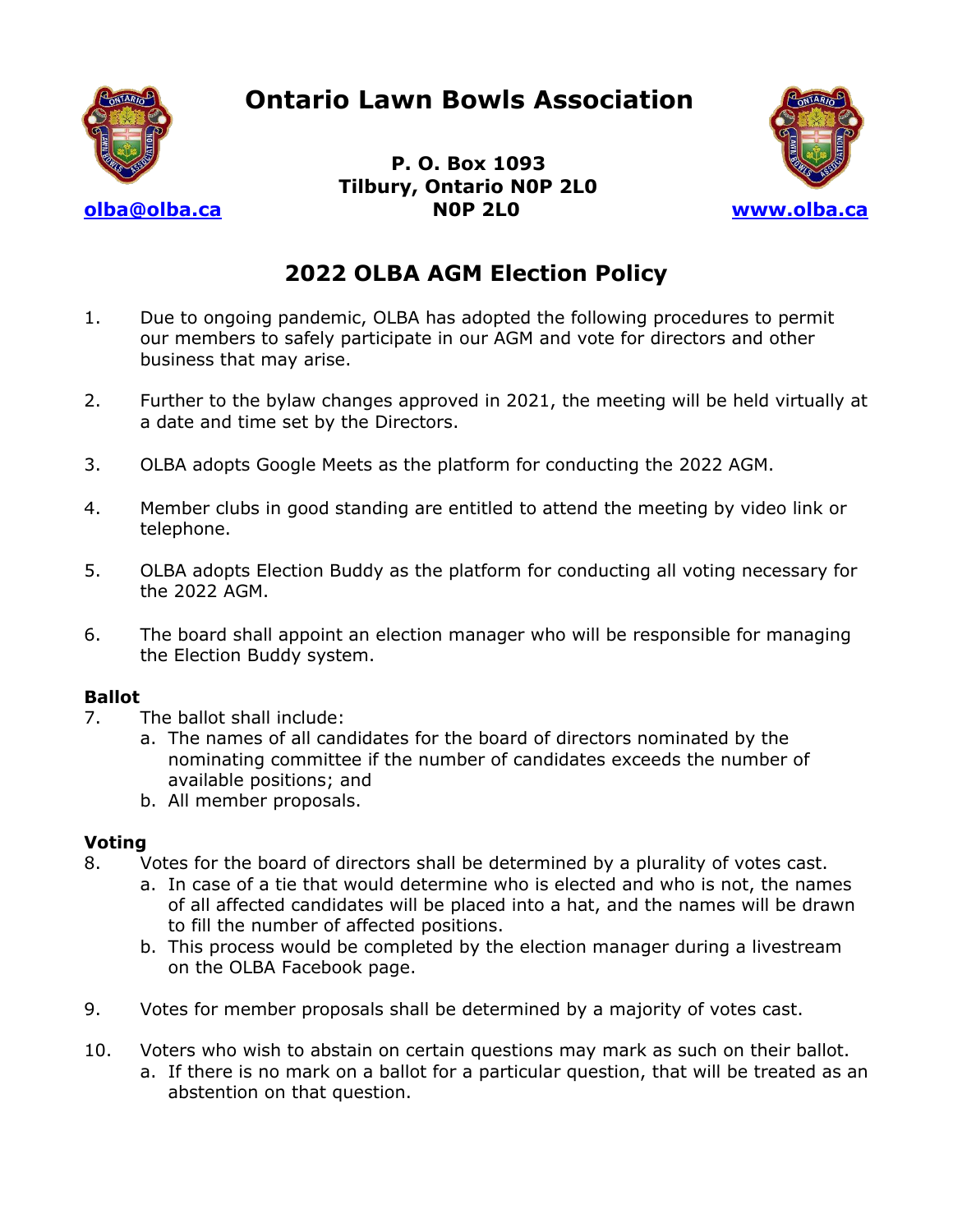# Ontario Lawn Bowls Association

**P. O. Box 1093**
**Tilbury, Ontario N0P 2L0**
**N0P 2L0**

olba@olba.ca www.olba.ca

## 2022 OLBA AGM Election Policy

1. Due to ongoing pandemic, OLBA has adopted the following procedures to permit our members to safely participate in our AGM and vote for directors and other business that may arise.

2. Further to the bylaw changes approved in 2021, the meeting will be held virtually at a date and time set by the Directors.

3. OLBA adopts Google Meets as the platform for conducting the 2022 AGM.

4. Member clubs in good standing are entitled to attend the meeting by video link or telephone.

5. OLBA adopts Election Buddy as the platform for conducting all voting necessary for the 2022 AGM.

6. The board shall appoint an election manager who will be responsible for managing the Election Buddy system.

**Ballot**

7. The ballot shall include:
   a. The names of all candidates for the board of directors nominated by the nominating committee if the number of candidates exceeds the number of available positions; and
   b. All member proposals.

**Voting**

8. Votes for the board of directors shall be determined by a plurality of votes cast.
   a. In case of a tie that would determine who is elected and who is not, the names of all affected candidates will be placed into a hat, and the names will be drawn to fill the number of affected positions.
   b. This process would be completed by the election manager during a livestream on the OLBA Facebook page.

9. Votes for member proposals shall be determined by a majority of votes cast.

10. Voters who wish to abstain on certain questions may mark as such on their ballot.
    a. If there is no mark on a ballot for a particular question, that will be treated as an abstention on that question.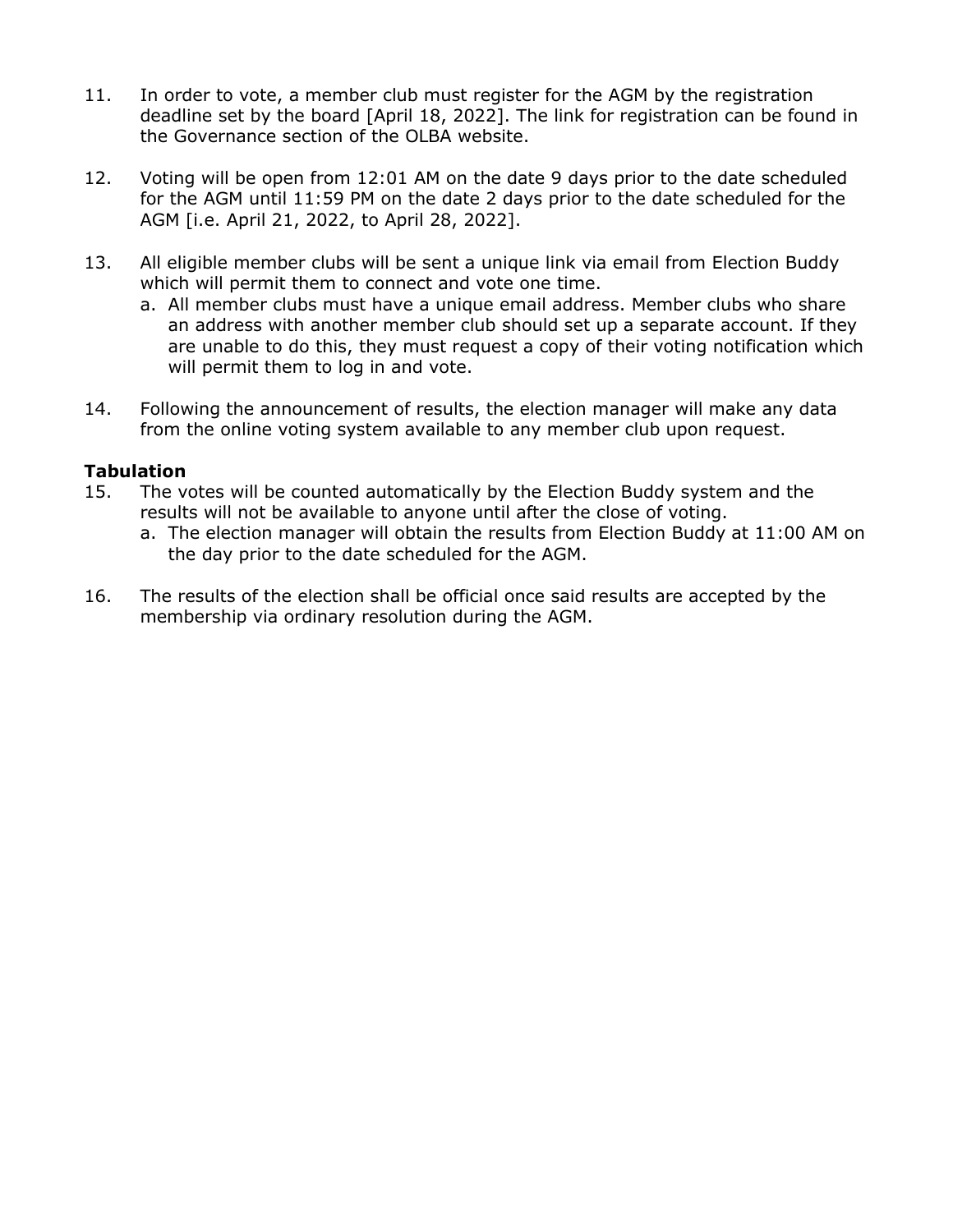11. In order to vote, a member club must register for the AGM by the registration deadline set by the board [April 18, 2022]. The link for registration can be found in the Governance section of the OLBA website.

12. Voting will be open from 12:01 AM on the date 9 days prior to the date scheduled for the AGM until 11:59 PM on the date 2 days prior to the date scheduled for the AGM [i.e. April 21, 2022, to April 28, 2022].

13. All eligible member clubs will be sent a unique link via email from Election Buddy which will permit them to connect and vote one time.
    a. All member clubs must have a unique email address. Member clubs who share an address with another member club should set up a separate account. If they are unable to do this, they must request a copy of their voting notification which will permit them to log in and vote.

14. Following the announcement of results, the election manager will make any data from the online voting system available to any member club upon request.

**Tabulation**

15. The votes will be counted automatically by the Election Buddy system and the results will not be available to anyone until after the close of voting.
    a. The election manager will obtain the results from Election Buddy at 11:00 AM on the day prior to the date scheduled for the AGM.

16. The results of the election shall be official once said results are accepted by the membership via ordinary resolution during the AGM.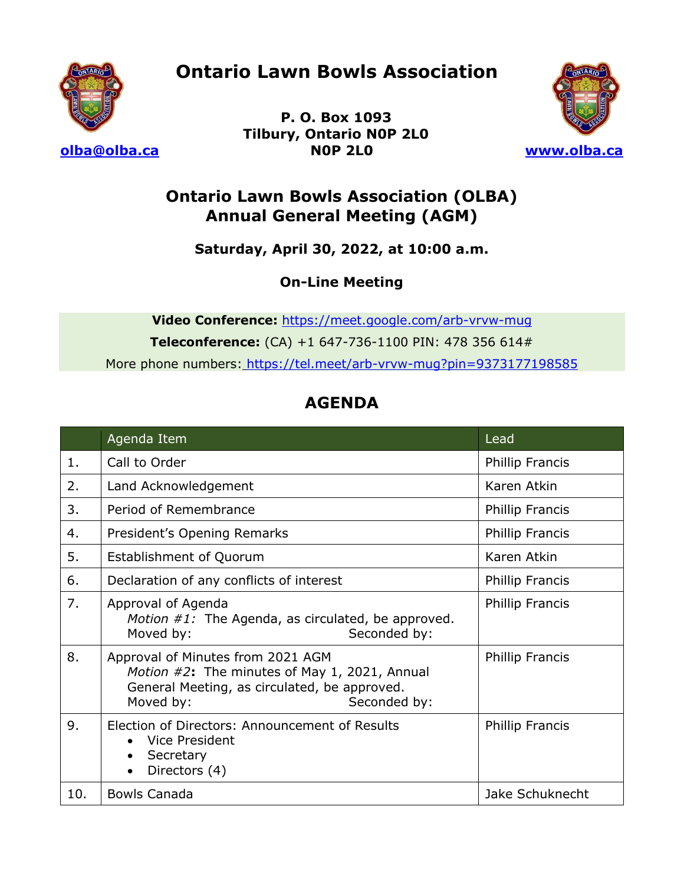# Ontario Lawn Bowls Association

**P. O. Box 1093**
**Tilbury, Ontario N0P 2L0**
**N0P 2L0**

[olba@olba.ca](mailto:olba@olba.ca) [www.olba.ca](http://www.olba.ca)

## Ontario Lawn Bowls Association (OLBA)
## Annual General Meeting (AGM)

**Saturday, April 30, 2022, at 10:00 a.m.**

**On-Line Meeting**

**Video Conference:** https://meet.google.com/arb-vrvw-mug

**Teleconference:** (CA) +1 647-736-1100 PIN: 478 356 614#

More phone numbers: https://tel.meet/arb-vrvw-mug?pin=9373177198585

## AGENDA

| | Agenda Item | Lead |
|---|---|---|
| 1. | Call to Order | Phillip Francis |
| 2. | Land Acknowledgement | Karen Atkin |
| 3. | Period of Remembrance | Phillip Francis |
| 4. | President's Opening Remarks | Phillip Francis |
| 5. | Establishment of Quorum | Karen Atkin |
| 6. | Declaration of any conflicts of interest | Phillip Francis |
| 7. | Approval of Agenda<br>*Motion #1:* The Agenda, as circulated, be approved.<br>Moved by: Seconded by: | Phillip Francis |
| 8. | Approval of Minutes from 2021 AGM<br>*Motion #2*: The minutes of May 1, 2021, Annual General Meeting, as circulated, be approved.<br>Moved by: Seconded by: | Phillip Francis |
| 9. | Election of Directors: Announcement of Results<br>• Vice President<br>• Secretary<br>• Directors (4) | Phillip Francis |
| 10. | Bowls Canada | Jake Schuknecht |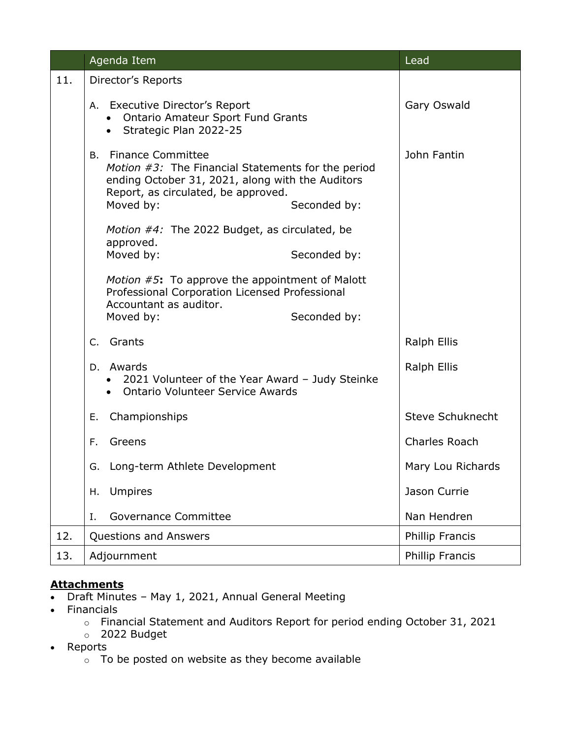| | Agenda Item | Lead |
|---|---|---|
| 11. | Director's Reports | |
| | A. Executive Director's Report<br>• Ontario Amateur Sport Fund Grants<br>• Strategic Plan 2022-25 | Gary Oswald |
| | B. Finance Committee<br>*Motion #3:* The Financial Statements for the period ending October 31, 2021, along with the Auditors Report, as circulated, be approved.<br>Moved by: Seconded by:<br><br>*Motion #4:* The 2022 Budget, as circulated, be approved.<br>Moved by: Seconded by:<br><br>*Motion #5***:** To approve the appointment of Malott Professional Corporation Licensed Professional Accountant as auditor.<br>Moved by: Seconded by: | John Fantin |
| | C. Grants | Ralph Ellis |
| | D. Awards<br>• 2021 Volunteer of the Year Award – Judy Steinke<br>• Ontario Volunteer Service Awards | Ralph Ellis |
| | E. Championships | Steve Schuknecht |
| | F. Greens | Charles Roach |
| | G. Long-term Athlete Development | Mary Lou Richards |
| | H. Umpires | Jason Currie |
| | I. Governance Committee | Nan Hendren |
| 12. | Questions and Answers | Phillip Francis |
| 13. | Adjournment | Phillip Francis |

**Attachments**

- Draft Minutes – May 1, 2021, Annual General Meeting
- Financials
  - Financial Statement and Auditors Report for period ending October 31, 2021
  - 2022 Budget
- Reports
  - To be posted on website as they become available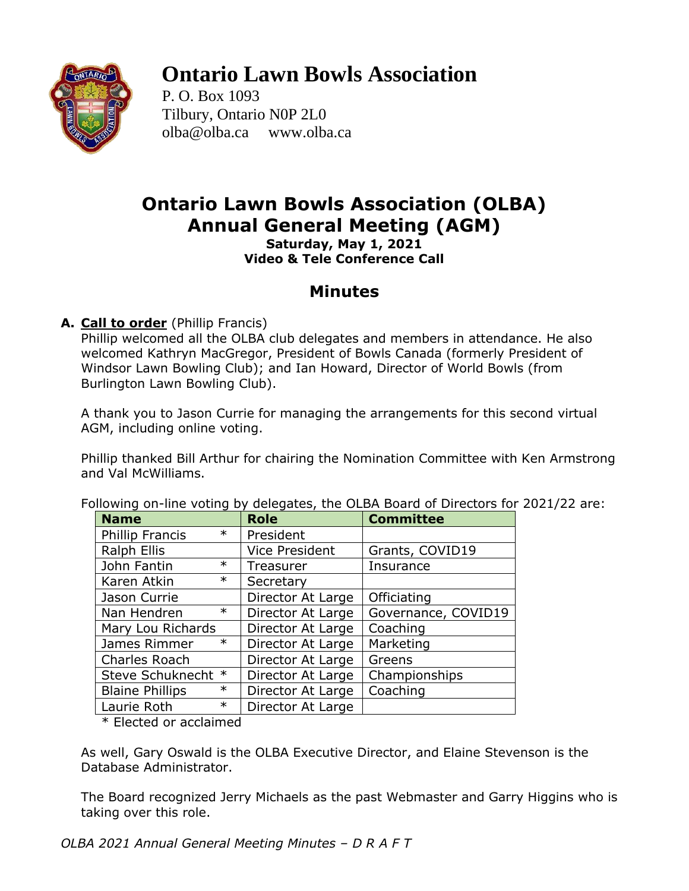# Ontario Lawn Bowls Association

P. O. Box 1093
Tilbury, Ontario N0P 2L0
olba@olba.ca www.olba.ca

## Ontario Lawn Bowls Association (OLBA) Annual General Meeting (AGM)

**Saturday, May 1, 2021**
**Video & Tele Conference Call**

## Minutes

**A. <u>Call to order</u>** (Phillip Francis)

Phillip welcomed all the OLBA club delegates and members in attendance. He also welcomed Kathryn MacGregor, President of Bowls Canada (formerly President of Windsor Lawn Bowling Club); and Ian Howard, Director of World Bowls (from Burlington Lawn Bowling Club).

A thank you to Jason Currie for managing the arrangements for this second virtual AGM, including online voting.

Phillip thanked Bill Arthur for chairing the Nomination Committee with Ken Armstrong and Val McWilliams.

Following on-line voting by delegates, the OLBA Board of Directors for 2021/22 are:

| Name | Role | Committee |
|---|---|---|
| Phillip Francis * | President | |
| Ralph Ellis | Vice President | Grants, COVID19 |
| John Fantin * | Treasurer | Insurance |
| Karen Atkin * | Secretary | |
| Jason Currie | Director At Large | Officiating |
| Nan Hendren * | Director At Large | Governance, COVID19 |
| Mary Lou Richards | Director At Large | Coaching |
| James Rimmer * | Director At Large | Marketing |
| Charles Roach | Director At Large | Greens |
| Steve Schuknecht * | Director At Large | Championships |
| Blaine Phillips * | Director At Large | Coaching |
| Laurie Roth * | Director At Large | |

* Elected or acclaimed

As well, Gary Oswald is the OLBA Executive Director, and Elaine Stevenson is the Database Administrator.

The Board recognized Jerry Michaels as the past Webmaster and Garry Higgins who is taking over this role.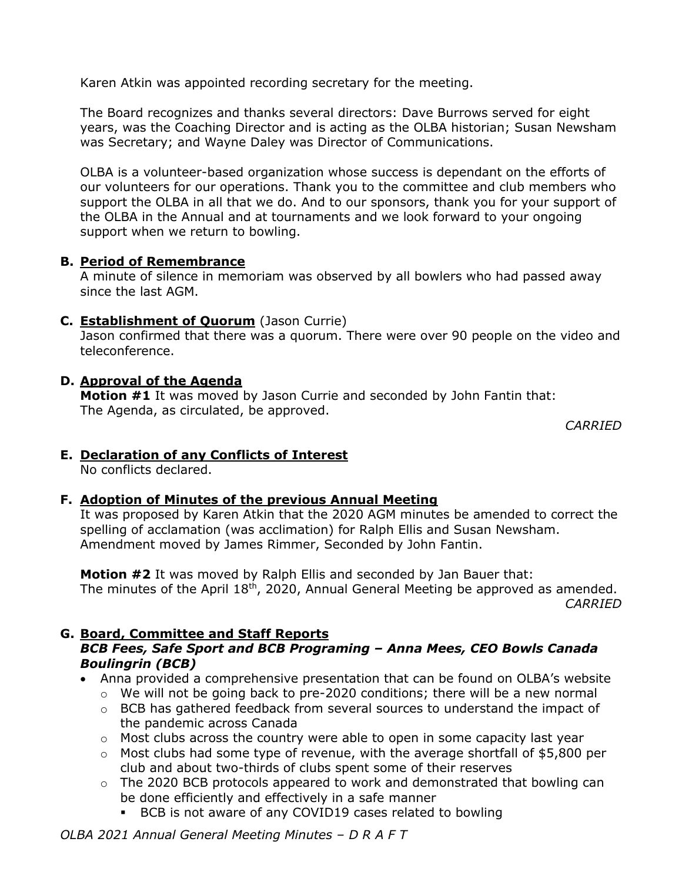Karen Atkin was appointed recording secretary for the meeting.

The Board recognizes and thanks several directors: Dave Burrows served for eight years, was the Coaching Director and is acting as the OLBA historian; Susan Newsham was Secretary; and Wayne Daley was Director of Communications.

OLBA is a volunteer-based organization whose success is dependant on the efforts of our volunteers for our operations. Thank you to the committee and club members who support the OLBA in all that we do. And to our sponsors, thank you for your support of the OLBA in the Annual and at tournaments and we look forward to your ongoing support when we return to bowling.

**B. <u>Period of Remembrance</u>**

A minute of silence in memoriam was observed by all bowlers who had passed away since the last AGM.

**C. <u>Establishment of Quorum</u>** (Jason Currie)

Jason confirmed that there was a quorum. There were over 90 people on the video and teleconference.

**D. <u>Approval of the Agenda</u>**

**Motion #1** It was moved by Jason Currie and seconded by John Fantin that:
The Agenda, as circulated, be approved.

*CARRIED*

**E. <u>Declaration of any Conflicts of Interest</u>**

No conflicts declared.

**F. <u>Adoption of Minutes of the previous Annual Meeting</u>**

It was proposed by Karen Atkin that the 2020 AGM minutes be amended to correct the spelling of acclamation (was acclimation) for Ralph Ellis and Susan Newsham. Amendment moved by James Rimmer, Seconded by John Fantin.

**Motion #2** It was moved by Ralph Ellis and seconded by Jan Bauer that:
The minutes of the April 18th, 2020, Annual General Meeting be approved as amended.

*CARRIED*

**G. <u>Board, Committee and Staff Reports</u>**

***BCB Fees, Safe Sport and BCB Programing – Anna Mees, CEO Bowls Canada Boulingrin (BCB)***

- Anna provided a comprehensive presentation that can be found on OLBA's website
  - We will not be going back to pre-2020 conditions; there will be a new normal
  - BCB has gathered feedback from several sources to understand the impact of the pandemic across Canada
  - Most clubs across the country were able to open in some capacity last year
  - Most clubs had some type of revenue, with the average shortfall of $5,800 per club and about two-thirds of clubs spent some of their reserves
  - The 2020 BCB protocols appeared to work and demonstrated that bowling can be done efficiently and effectively in a safe manner
    - BCB is not aware of any COVID19 cases related to bowling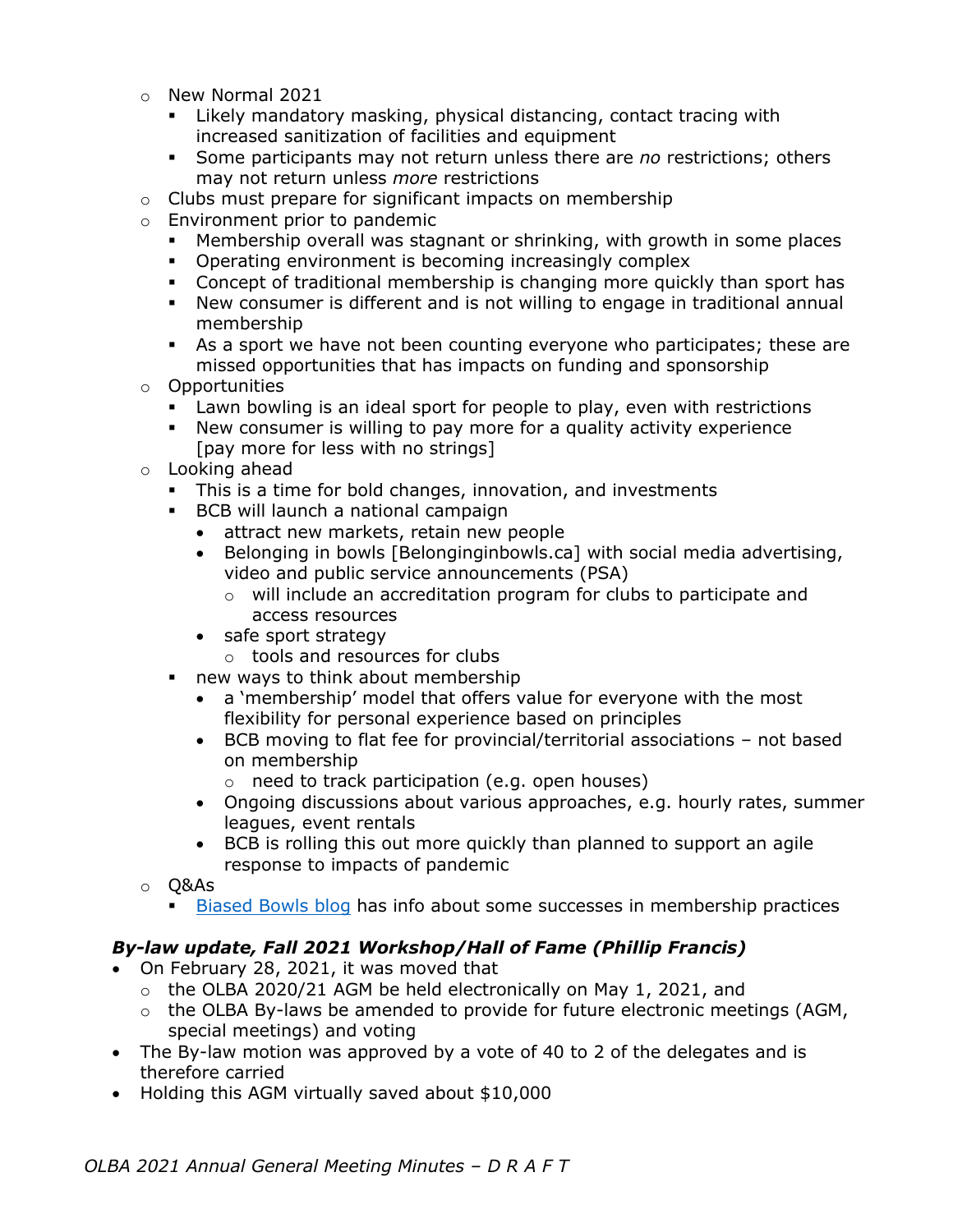- New Normal 2021
    - Likely mandatory masking, physical distancing, contact tracing with increased sanitization of facilities and equipment
    - Some participants may not return unless there are *no* restrictions; others may not return unless *more* restrictions
- Clubs must prepare for significant impacts on membership
- Environment prior to pandemic
    - Membership overall was stagnant or shrinking, with growth in some places
    - Operating environment is becoming increasingly complex
    - Concept of traditional membership is changing more quickly than sport has
    - New consumer is different and is not willing to engage in traditional annual membership
    - As a sport we have not been counting everyone who participates; these are missed opportunities that has impacts on funding and sponsorship
- Opportunities
    - Lawn bowling is an ideal sport for people to play, even with restrictions
    - New consumer is willing to pay more for a quality activity experience [pay more for less with no strings]
- Looking ahead
    - This is a time for bold changes, innovation, and investments
    - BCB will launch a national campaign
        - attract new markets, retain new people
        - Belonging in bowls [Belonginginbowls.ca] with social media advertising, video and public service announcements (PSA)
            - will include an accreditation program for clubs to participate and access resources
        - safe sport strategy
            - tools and resources for clubs
    - new ways to think about membership
        - a 'membership' model that offers value for everyone with the most flexibility for personal experience based on principles
        - BCB moving to flat fee for provincial/territorial associations – not based on membership
            - need to track participation (e.g. open houses)
        - Ongoing discussions about various approaches, e.g. hourly rates, summer leagues, event rentals
        - BCB is rolling this out more quickly than planned to support an agile response to impacts of pandemic
- Q&As
    - Biased Bowls blog has info about some successes in membership practices

### *By-law update, Fall 2021 Workshop/Hall of Fame (Phillip Francis)*

- On February 28, 2021, it was moved that
    - the OLBA 2020/21 AGM be held electronically on May 1, 2021, and
    - the OLBA By-laws be amended to provide for future electronic meetings (AGM, special meetings) and voting
- The By-law motion was approved by a vote of 40 to 2 of the delegates and is therefore carried
- Holding this AGM virtually saved about $10,000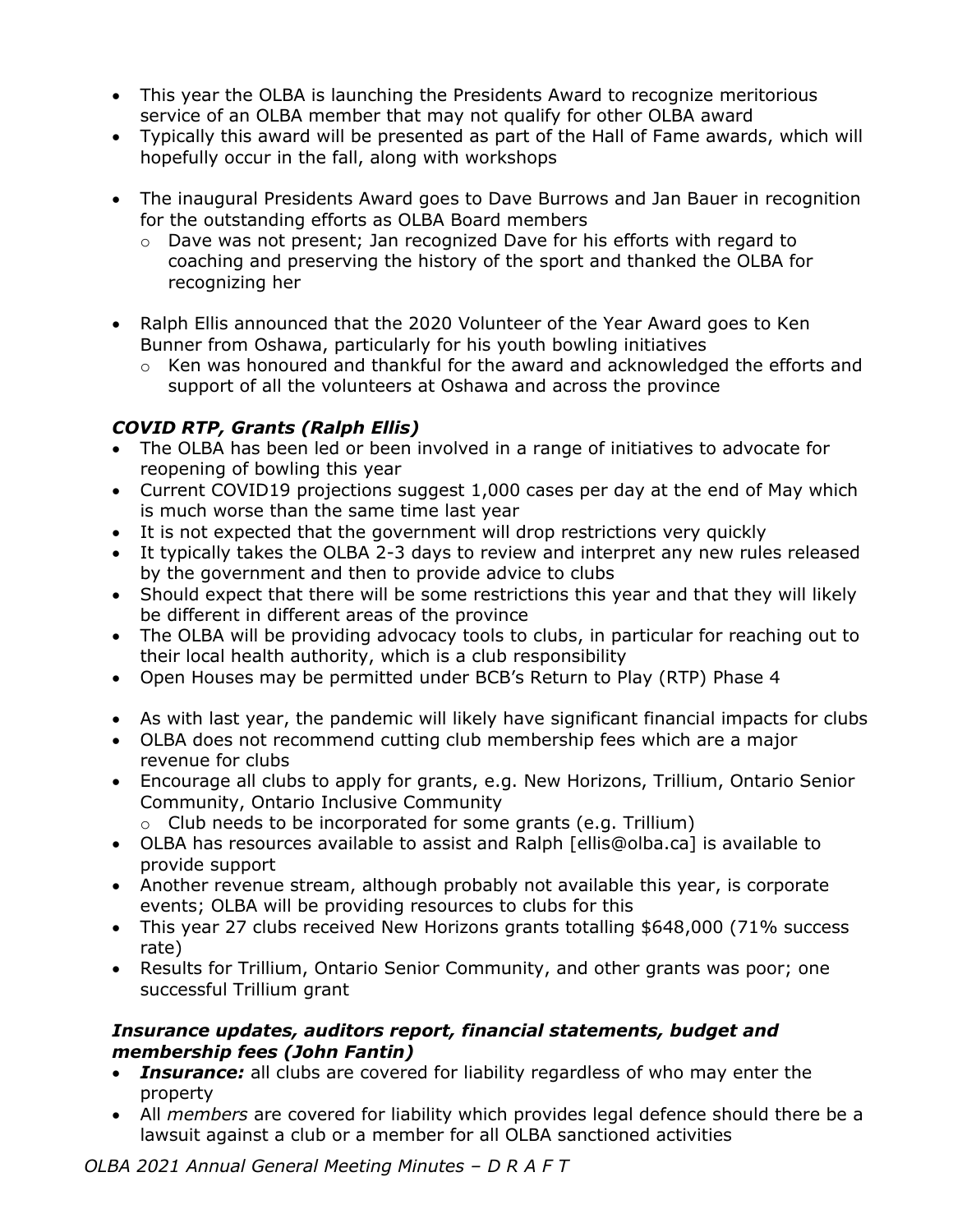- This year the OLBA is launching the Presidents Award to recognize meritorious service of an OLBA member that may not qualify for other OLBA award
- Typically this award will be presented as part of the Hall of Fame awards, which will hopefully occur in the fall, along with workshops

- The inaugural Presidents Award goes to Dave Burrows and Jan Bauer in recognition for the outstanding efforts as OLBA Board members
    - Dave was not present; Jan recognized Dave for his efforts with regard to coaching and preserving the history of the sport and thanked the OLBA for recognizing her

- Ralph Ellis announced that the 2020 Volunteer of the Year Award goes to Ken Bunner from Oshawa, particularly for his youth bowling initiatives
    - Ken was honoured and thankful for the award and acknowledged the efforts and support of all the volunteers at Oshawa and across the province

### *COVID RTP, Grants (Ralph Ellis)*

- The OLBA has been led or been involved in a range of initiatives to advocate for reopening of bowling this year
- Current COVID19 projections suggest 1,000 cases per day at the end of May which is much worse than the same time last year
- It is not expected that the government will drop restrictions very quickly
- It typically takes the OLBA 2-3 days to review and interpret any new rules released by the government and then to provide advice to clubs
- Should expect that there will be some restrictions this year and that they will likely be different in different areas of the province
- The OLBA will be providing advocacy tools to clubs, in particular for reaching out to their local health authority, which is a club responsibility
- Open Houses may be permitted under BCB's Return to Play (RTP) Phase 4

- As with last year, the pandemic will likely have significant financial impacts for clubs
- OLBA does not recommend cutting club membership fees which are a major revenue for clubs
- Encourage all clubs to apply for grants, e.g. New Horizons, Trillium, Ontario Senior Community, Ontario Inclusive Community
    - Club needs to be incorporated for some grants (e.g. Trillium)
- OLBA has resources available to assist and Ralph [ellis@olba.ca] is available to provide support
- Another revenue stream, although probably not available this year, is corporate events; OLBA will be providing resources to clubs for this
- This year 27 clubs received New Horizons grants totalling $648,000 (71% success rate)
- Results for Trillium, Ontario Senior Community, and other grants was poor; one successful Trillium grant

### *Insurance updates, auditors report, financial statements, budget and membership fees (John Fantin)*

- ***Insurance:*** all clubs are covered for liability regardless of who may enter the property
- All *members* are covered for liability which provides legal defence should there be a lawsuit against a club or a member for all OLBA sanctioned activities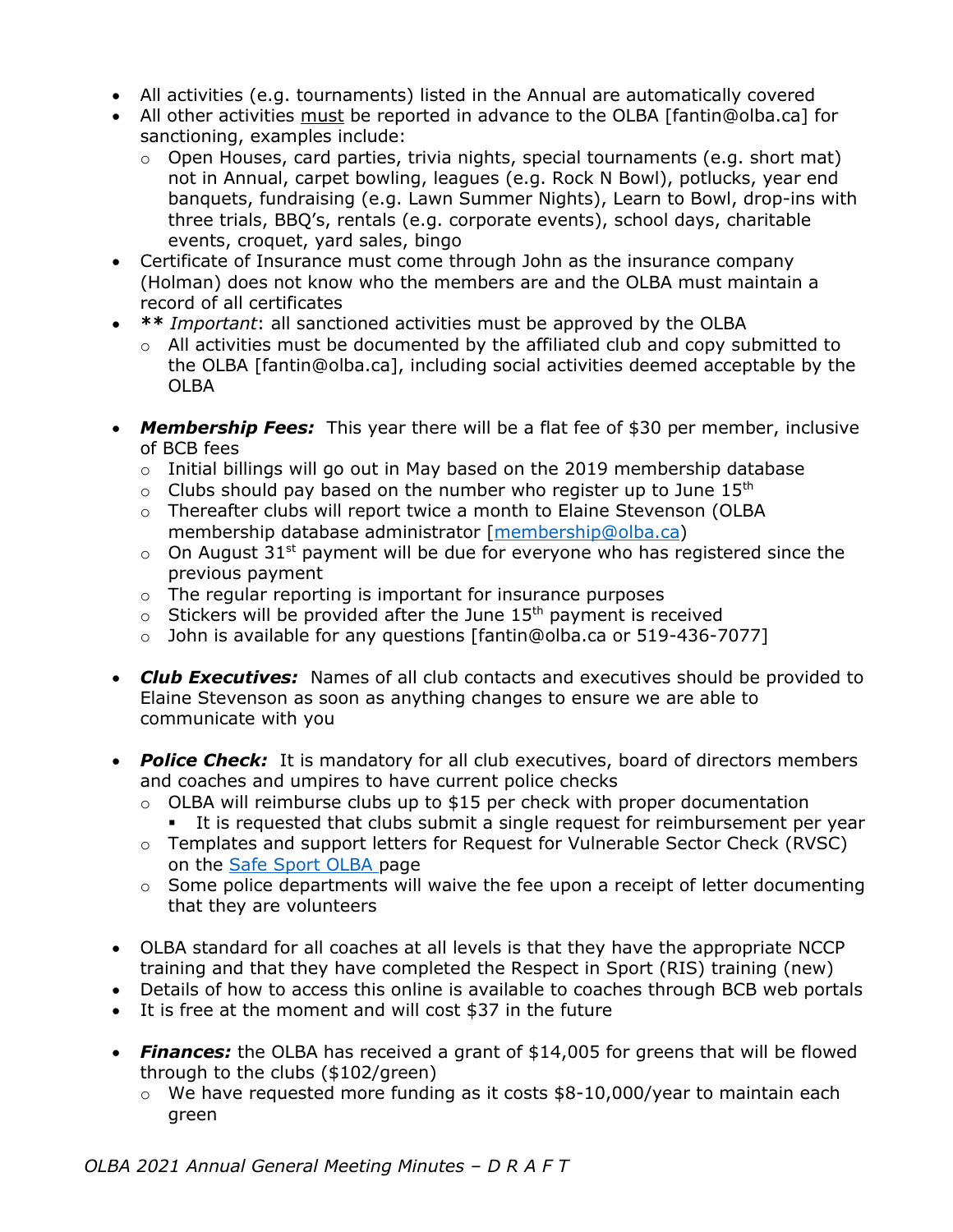- All activities (e.g. tournaments) listed in the Annual are automatically covered
- All other activities must be reported in advance to the OLBA [fantin@olba.ca] for sanctioning, examples include:
  - Open Houses, card parties, trivia nights, special tournaments (e.g. short mat) not in Annual, carpet bowling, leagues (e.g. Rock N Bowl), potlucks, year end banquets, fundraising (e.g. Lawn Summer Nights), Learn to Bowl, drop-ins with three trials, BBQ's, rentals (e.g. corporate events), school days, charitable events, croquet, yard sales, bingo
- Certificate of Insurance must come through John as the insurance company (Holman) does not know who the members are and the OLBA must maintain a record of all certificates
- **** *Important*: all sanctioned activities must be approved by the OLBA
  - All activities must be documented by the affiliated club and copy submitted to the OLBA [fantin@olba.ca], including social activities deemed acceptable by the OLBA

- ***Membership Fees:*** This year there will be a flat fee of $30 per member, inclusive of BCB fees
  - Initial billings will go out in May based on the 2019 membership database
  - Clubs should pay based on the number who register up to June 15th
  - Thereafter clubs will report twice a month to Elaine Stevenson (OLBA membership database administrator [membership@olba.ca)
  - On August 31st payment will be due for everyone who has registered since the previous payment
  - The regular reporting is important for insurance purposes
  - Stickers will be provided after the June 15th payment is received
  - John is available for any questions [fantin@olba.ca or 519-436-7077]

- ***Club Executives:*** Names of all club contacts and executives should be provided to Elaine Stevenson as soon as anything changes to ensure we are able to communicate with you

- ***Police Check:*** It is mandatory for all club executives, board of directors members and coaches and umpires to have current police checks
  - OLBA will reimburse clubs up to $15 per check with proper documentation
    - It is requested that clubs submit a single request for reimbursement per year
  - Templates and support letters for Request for Vulnerable Sector Check (RVSC) on the Safe Sport OLBA page
  - Some police departments will waive the fee upon a receipt of letter documenting that they are volunteers

- OLBA standard for all coaches at all levels is that they have the appropriate NCCP training and that they have completed the Respect in Sport (RIS) training (new)
- Details of how to access this online is available to coaches through BCB web portals
- It is free at the moment and will cost $37 in the future

- ***Finances:*** the OLBA has received a grant of $14,005 for greens that will be flowed through to the clubs ($102/green)
  - We have requested more funding as it costs $8-10,000/year to maintain each green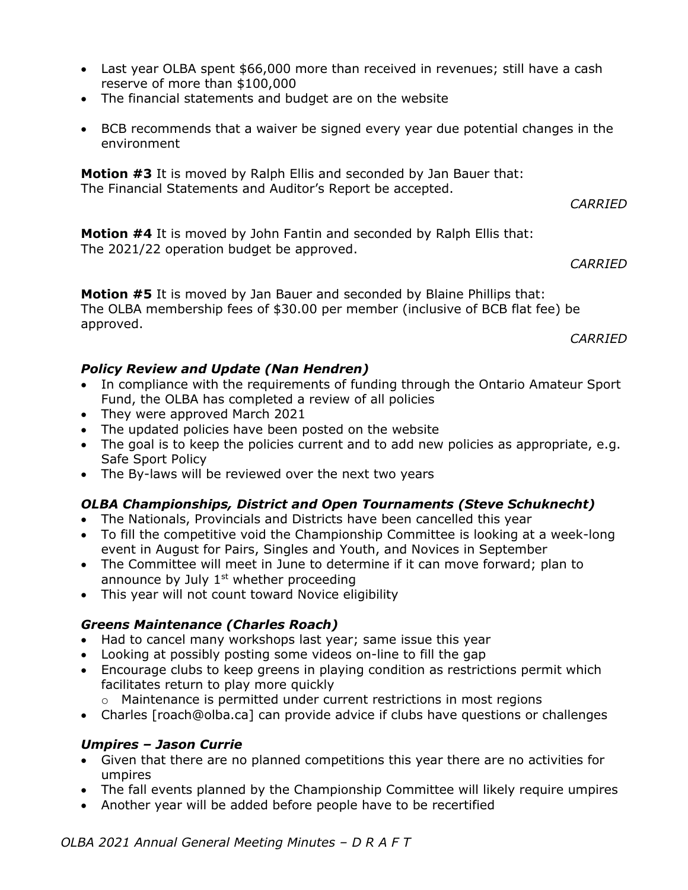- Last year OLBA spent $66,000 more than received in revenues; still have a cash reserve of more than $100,000
- The financial statements and budget are on the website

- BCB recommends that a waiver be signed every year due potential changes in the environment

**Motion #3** It is moved by Ralph Ellis and seconded by Jan Bauer that:
The Financial Statements and Auditor's Report be accepted.

*CARRIED*

**Motion #4** It is moved by John Fantin and seconded by Ralph Ellis that:
The 2021/22 operation budget be approved.

*CARRIED*

**Motion #5** It is moved by Jan Bauer and seconded by Blaine Phillips that:
The OLBA membership fees of $30.00 per member (inclusive of BCB flat fee) be approved.

*CARRIED*

### *Policy Review and Update (Nan Hendren)*

- In compliance with the requirements of funding through the Ontario Amateur Sport Fund, the OLBA has completed a review of all policies
- They were approved March 2021
- The updated policies have been posted on the website
- The goal is to keep the policies current and to add new policies as appropriate, e.g. Safe Sport Policy
- The By-laws will be reviewed over the next two years

### *OLBA Championships, District and Open Tournaments (Steve Schuknecht)*

- The Nationals, Provincials and Districts have been cancelled this year
- To fill the competitive void the Championship Committee is looking at a week-long event in August for Pairs, Singles and Youth, and Novices in September
- The Committee will meet in June to determine if it can move forward; plan to announce by July 1st whether proceeding
- This year will not count toward Novice eligibility

### *Greens Maintenance (Charles Roach)*

- Had to cancel many workshops last year; same issue this year
- Looking at possibly posting some videos on-line to fill the gap
- Encourage clubs to keep greens in playing condition as restrictions permit which facilitates return to play more quickly
  - Maintenance is permitted under current restrictions in most regions
- Charles [roach@olba.ca] can provide advice if clubs have questions or challenges

### *Umpires – Jason Currie*

- Given that there are no planned competitions this year there are no activities for umpires
- The fall events planned by the Championship Committee will likely require umpires
- Another year will be added before people have to be recertified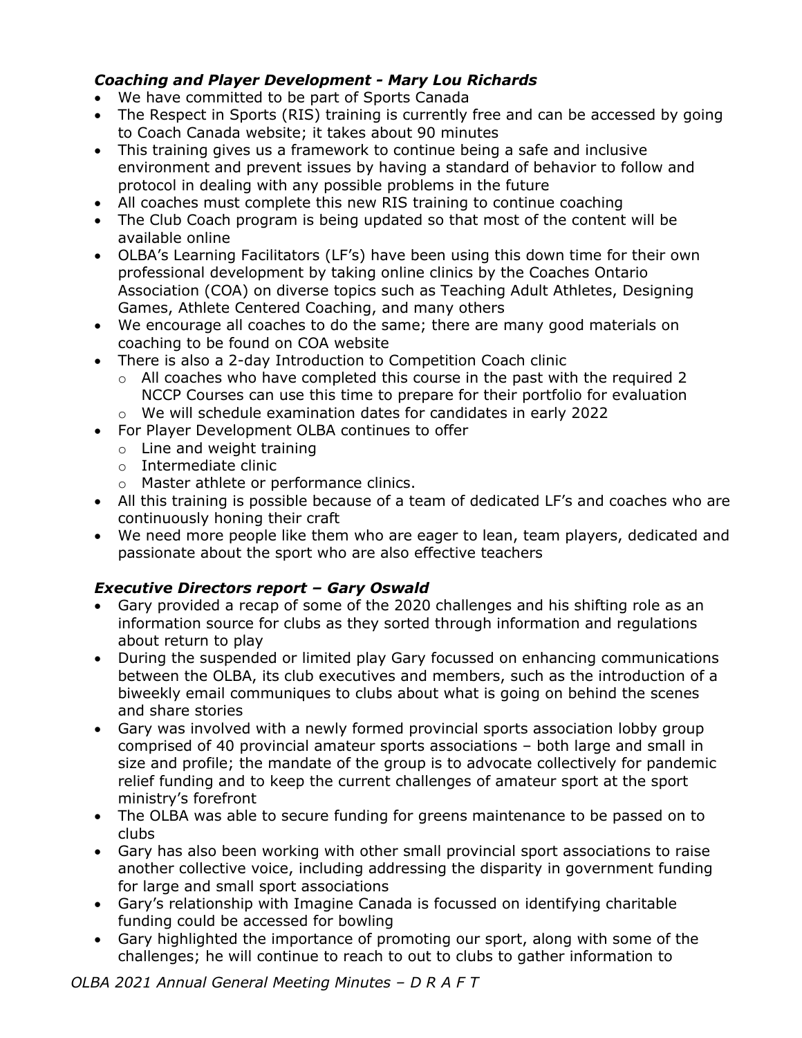***Coaching and Player Development - Mary Lou Richards***

- We have committed to be part of Sports Canada
- The Respect in Sports (RIS) training is currently free and can be accessed by going to Coach Canada website; it takes about 90 minutes
- This training gives us a framework to continue being a safe and inclusive environment and prevent issues by having a standard of behavior to follow and protocol in dealing with any possible problems in the future
- All coaches must complete this new RIS training to continue coaching
- The Club Coach program is being updated so that most of the content will be available online
- OLBA's Learning Facilitators (LF's) have been using this down time for their own professional development by taking online clinics by the Coaches Ontario Association (COA) on diverse topics such as Teaching Adult Athletes, Designing Games, Athlete Centered Coaching, and many others
- We encourage all coaches to do the same; there are many good materials on coaching to be found on COA website
- There is also a 2-day Introduction to Competition Coach clinic
  - All coaches who have completed this course in the past with the required 2 NCCP Courses can use this time to prepare for their portfolio for evaluation
  - We will schedule examination dates for candidates in early 2022
- For Player Development OLBA continues to offer
  - Line and weight training
  - Intermediate clinic
  - Master athlete or performance clinics.
- All this training is possible because of a team of dedicated LF's and coaches who are continuously honing their craft
- We need more people like them who are eager to lean, team players, dedicated and passionate about the sport who are also effective teachers

***Executive Directors report – Gary Oswald***

- Gary provided a recap of some of the 2020 challenges and his shifting role as an information source for clubs as they sorted through information and regulations about return to play
- During the suspended or limited play Gary focussed on enhancing communications between the OLBA, its club executives and members, such as the introduction of a biweekly email communiques to clubs about what is going on behind the scenes and share stories
- Gary was involved with a newly formed provincial sports association lobby group comprised of 40 provincial amateur sports associations – both large and small in size and profile; the mandate of the group is to advocate collectively for pandemic relief funding and to keep the current challenges of amateur sport at the sport ministry's forefront
- The OLBA was able to secure funding for greens maintenance to be passed on to clubs
- Gary has also been working with other small provincial sport associations to raise another collective voice, including addressing the disparity in government funding for large and small sport associations
- Gary's relationship with Imagine Canada is focussed on identifying charitable funding could be accessed for bowling
- Gary highlighted the importance of promoting our sport, along with some of the challenges; he will continue to reach to out to clubs to gather information to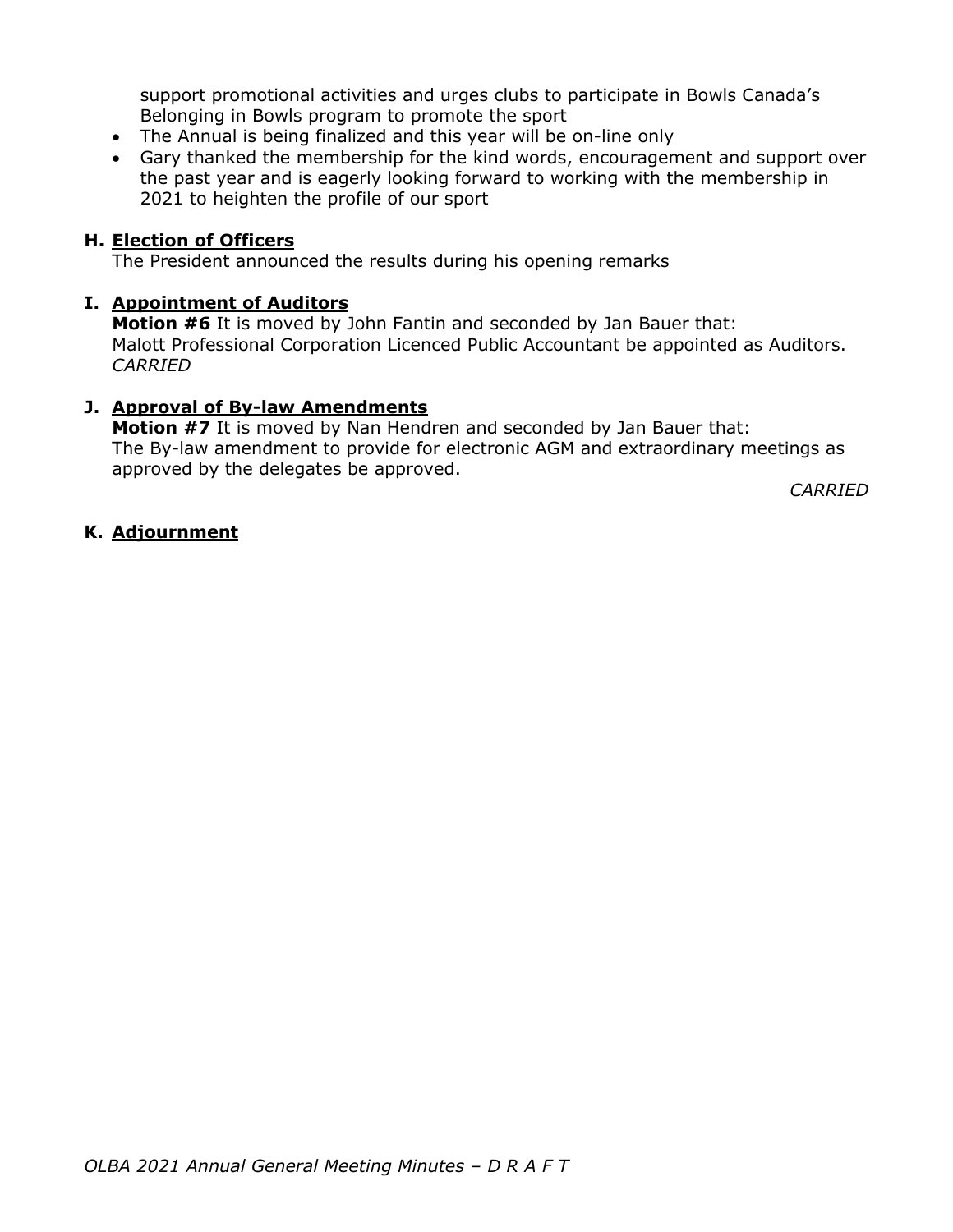support promotional activities and urges clubs to participate in Bowls Canada's Belonging in Bowls program to promote the sport

- The Annual is being finalized and this year will be on-line only
- Gary thanked the membership for the kind words, encouragement and support over the past year and is eagerly looking forward to working with the membership in 2021 to heighten the profile of our sport

**H. Election of Officers**

The President announced the results during his opening remarks

**I. Appointment of Auditors**

**Motion #6** It is moved by John Fantin and seconded by Jan Bauer that:
Malott Professional Corporation Licenced Public Accountant be appointed as Auditors.
*CARRIED*

**J. Approval of By-law Amendments**

**Motion #7** It is moved by Nan Hendren and seconded by Jan Bauer that:
The By-law amendment to provide for electronic AGM and extraordinary meetings as approved by the delegates be approved.

*CARRIED*

**K. Adjournment**

*OLBA 2021 Annual General Meeting Minutes – D R A F T*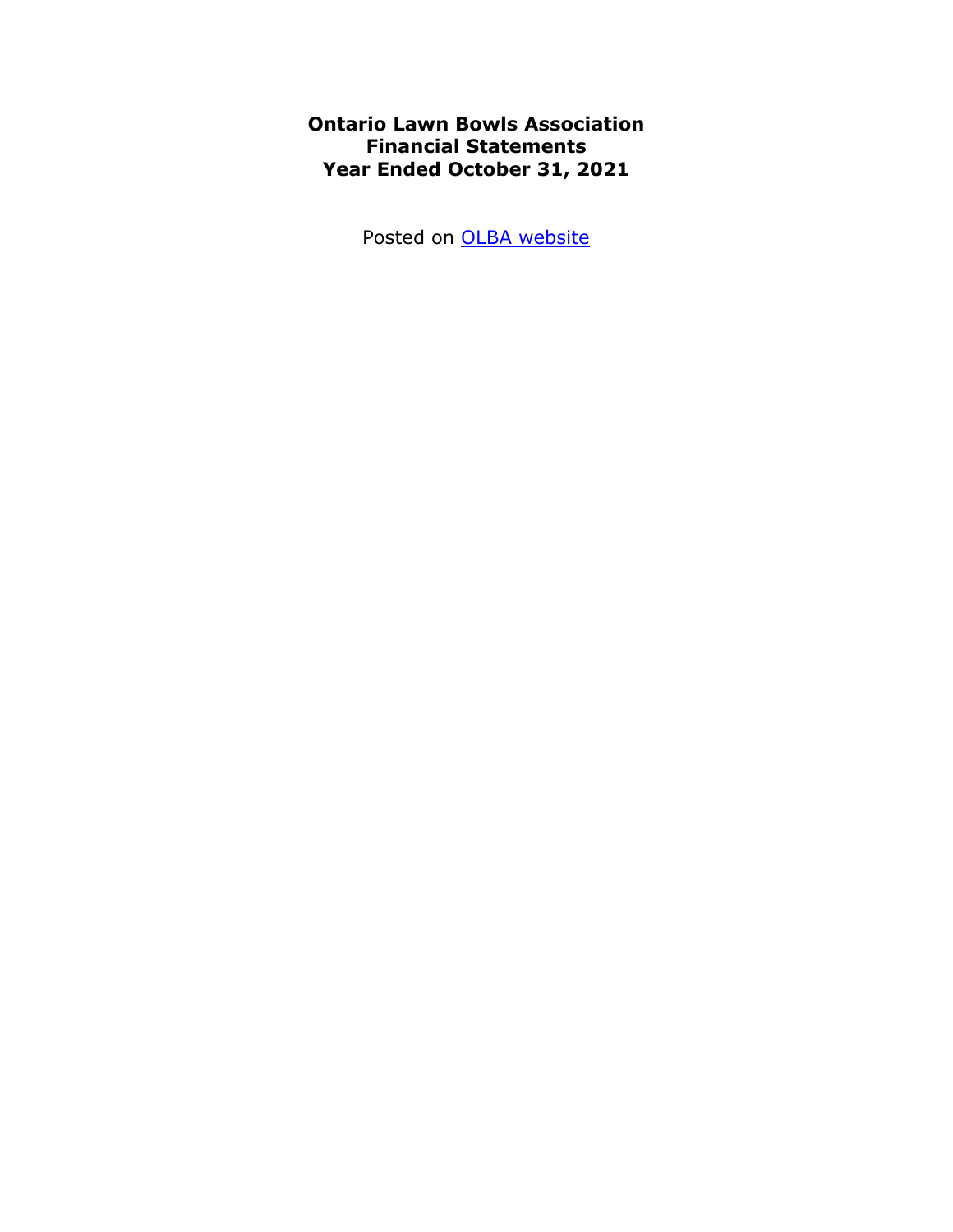**Ontario Lawn Bowls Association**
**Financial Statements**
**Year Ended October 31, 2021**

Posted on [OLBA website]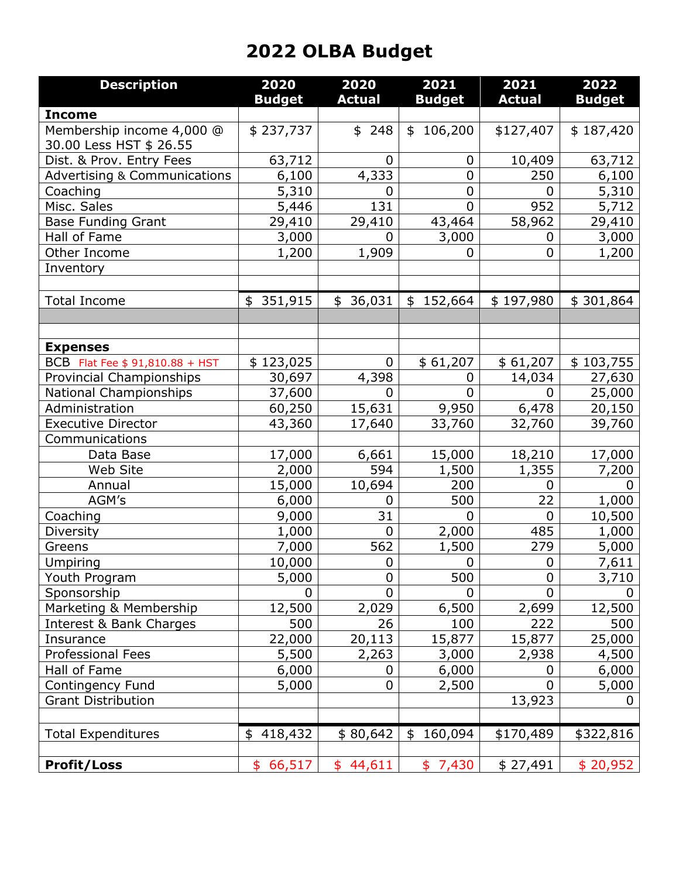# 2022 OLBA Budget

| Description | 2020 Budget | 2020 Actual | 2021 Budget | 2021 Actual | 2022 Budget |
|---|---|---|---|---|---|
| **Income** | | | | | |
| Membership income 4,000 @ 30.00 Less HST $ 26.55 | $ 237,737 | $ 248 | $ 106,200 | $127,407 | $ 187,420 |
| Dist. & Prov. Entry Fees | 63,712 | 0 | 0 | 10,409 | 63,712 |
| Advertising & Communications | 6,100 | 4,333 | 0 | 250 | 6,100 |
| Coaching | 5,310 | 0 | 0 | 0 | 5,310 |
| Misc. Sales | 5,446 | 131 | 0 | 952 | 5,712 |
| Base Funding Grant | 29,410 | 29,410 | 43,464 | 58,962 | 29,410 |
| Hall of Fame | 3,000 | 0 | 3,000 | 0 | 3,000 |
| Other Income | 1,200 | 1,909 | 0 | 0 | 1,200 |
| Inventory | | | | | |
| | | | | | |
| Total Income | $ 351,915 | $ 36,031 | $ 152,664 | $ 197,980 | $ 301,864 |
| | | | | | |
| | | | | | |
| **Expenses** | | | | | |
| BCB Flat Fee $ 91,810.88 + HST | $ 123,025 | 0 | $ 61,207 | $ 61,207 | $ 103,755 |
| Provincial Championships | 30,697 | 4,398 | 0 | 14,034 | 27,630 |
| National Championships | 37,600 | 0 | 0 | 0 | 25,000 |
| Administration | 60,250 | 15,631 | 9,950 | 6,478 | 20,150 |
| Executive Director | 43,360 | 17,640 | 33,760 | 32,760 | 39,760 |
| Communications | | | | | |
| Data Base | 17,000 | 6,661 | 15,000 | 18,210 | 17,000 |
| Web Site | 2,000 | 594 | 1,500 | 1,355 | 7,200 |
| Annual | 15,000 | 10,694 | 200 | 0 | 0 |
| AGM's | 6,000 | 0 | 500 | 22 | 1,000 |
| Coaching | 9,000 | 31 | 0 | 0 | 10,500 |
| Diversity | 1,000 | 0 | 2,000 | 485 | 1,000 |
| Greens | 7,000 | 562 | 1,500 | 279 | 5,000 |
| Umpiring | 10,000 | 0 | 0 | 0 | 7,611 |
| Youth Program | 5,000 | 0 | 500 | 0 | 3,710 |
| Sponsorship | 0 | 0 | 0 | 0 | 0 |
| Marketing & Membership | 12,500 | 2,029 | 6,500 | 2,699 | 12,500 |
| Interest & Bank Charges | 500 | 26 | 100 | 222 | 500 |
| Insurance | 22,000 | 20,113 | 15,877 | 15,877 | 25,000 |
| Professional Fees | 5,500 | 2,263 | 3,000 | 2,938 | 4,500 |
| Hall of Fame | 6,000 | 0 | 6,000 | 0 | 6,000 |
| Contingency Fund | 5,000 | 0 | 2,500 | 0 | 5,000 |
| Grant Distribution | | | | 13,923 | 0 |
| | | | | | |
| Total Expenditures | $ 418,432 | $ 80,642 | $ 160,094 | $170,489 | $322,816 |
| | | | | | |
| **Profit/Loss** | $ 66,517 | $ 44,611 | $ 7,430 | $ 27,491 | $ 20,952 |